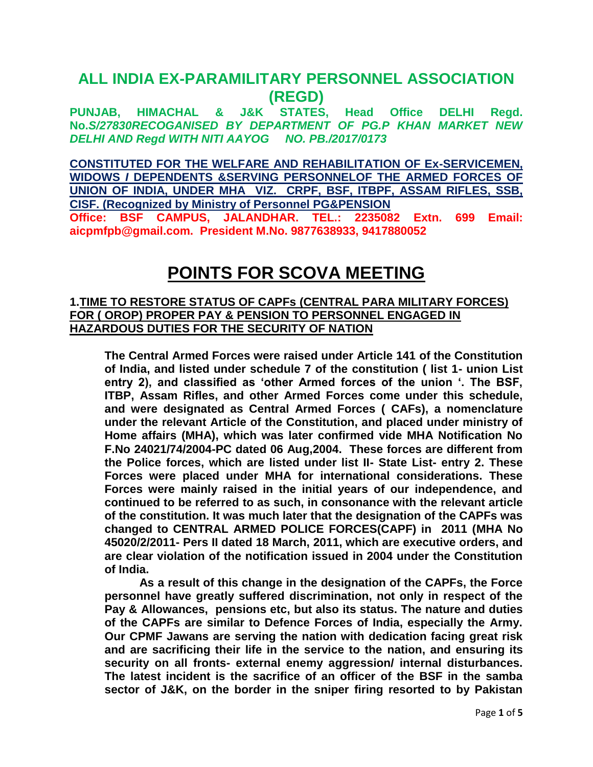# ALL INDIA EX-PARAMILITARY PERSONNEL ASSOCIATION (REGD)

**PUNJAB, HIMACHAL & J&K STATES, Head Office DELHI Regd. No.*S/27830RECOGANISED BY DEPARTMENT OF PG.P KHAN MARKET NEW DELHI AND Regd WITH NITI AAYOG NO. PB./2017/0173***

**CONSTITUTED FOR THE WELFARE AND REHABILITATION OF Ex-SERVICEMEN, WIDOWS / DEPENDENTS &SERVING PERSONNELOF THE ARMED FORCES OF UNION OF INDIA, UNDER MHA VIZ. CRPF, BSF, ITBPF, ASSAM RIFLES, SSB, CISF. (Recognized by Ministry of Personnel PG&PENSION**

**Office: BSF CAMPUS, JALANDHAR. TEL.: 2235082 Extn. 699 Email: aicpmfpb@gmail.com. President M.No. 9877638933, 9417880052**

# POINTS FOR SCOVA MEETING

**1.TIME TO RESTORE STATUS OF CAPFs (CENTRAL PARA MILITARY FORCES) FOR ( OROP) PROPER PAY & PENSION TO PERSONNEL ENGAGED IN HAZARDOUS DUTIES FOR THE SECURITY OF NATION**

**The Central Armed Forces were raised under Article 141 of the Constitution of India, and listed under schedule 7 of the constitution ( list 1- union List entry 2), and classified as 'other Armed forces of the union '. The BSF, ITBP, Assam Rifles, and other Armed Forces come under this schedule, and were designated as Central Armed Forces ( CAFs), a nomenclature under the relevant Article of the Constitution, and placed under ministry of Home affairs (MHA), which was later confirmed vide MHA Notification No F.No 24021/74/2004-PC dated 06 Aug,2004. These forces are different from the Police forces, which are listed under list II- State List- entry 2. These Forces were placed under MHA for international considerations. These Forces were mainly raised in the initial years of our independence, and continued to be referred to as such, in consonance with the relevant article of the constitution. It was much later that the designation of the CAPFs was changed to CENTRAL ARMED POLICE FORCES(CAPF) in 2011 (MHA No 45020/2/2011- Pers II dated 18 March, 2011, which are executive orders, and are clear violation of the notification issued in 2004 under the Constitution of India.**

**As a result of this change in the designation of the CAPFs, the Force personnel have greatly suffered discrimination, not only in respect of the Pay & Allowances, pensions etc, but also its status. The nature and duties of the CAPFs are similar to Defence Forces of India, especially the Army. Our CPMF Jawans are serving the nation with dedication facing great risk and are sacrificing their life in the service to the nation, and ensuring its security on all fronts- external enemy aggression/ internal disturbances. The latest incident is the sacrifice of an officer of the BSF in the samba sector of J&K, on the border in the sniper firing resorted to by Pakistan**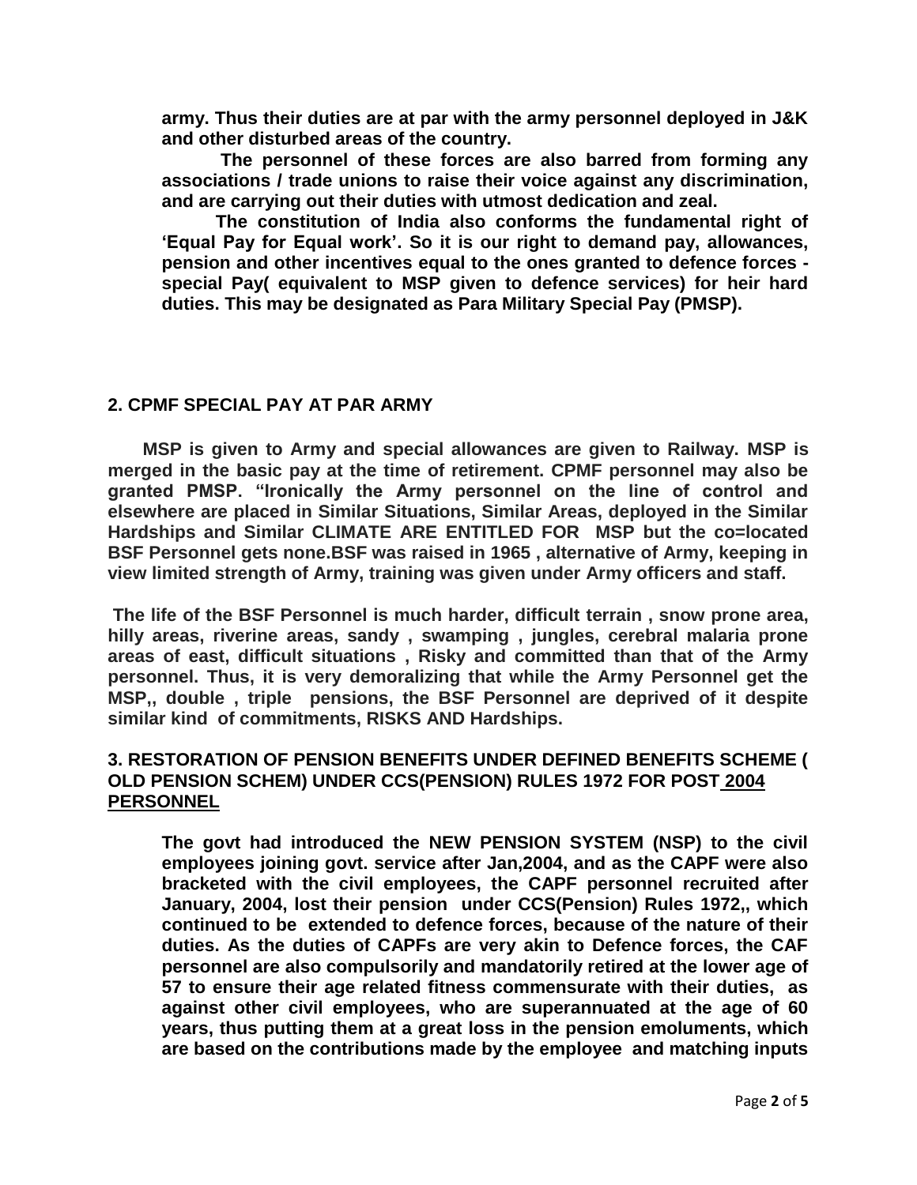**army. Thus their duties are at par with the army personnel deployed in J&K and other disturbed areas of the country.**

**The personnel of these forces are also barred from forming any associations / trade unions to raise their voice against any discrimination, and are carrying out their duties with utmost dedication and zeal.**

**The constitution of India also conforms the fundamental right of 'Equal Pay for Equal work'. So it is our right to demand pay, allowances, pension and other incentives equal to the ones granted to defence forces - special Pay( equivalent to MSP given to defence services) for heir hard duties. This may be designated as Para Military Special Pay (PMSP).**

## 2. CPMF SPECIAL PAY AT PAR ARMY

**MSP is given to Army and special allowances are given to Railway. MSP is merged in the basic pay at the time of retirement. CPMF personnel may also be granted PMSP. "Ironically the Army personnel on the line of control and elsewhere are placed in Similar Situations, Similar Areas, deployed in the Similar Hardships and Similar CLIMATE ARE ENTITLED FOR MSP but the co=located BSF Personnel gets none.BSF was raised in 1965 , alternative of Army, keeping in view limited strength of Army, training was given under Army officers and staff.**

**The life of the BSF Personnel is much harder, difficult terrain , snow prone area, hilly areas, riverine areas, sandy , swamping , jungles, cerebral malaria prone areas of east, difficult situations , Risky and committed than that of the Army personnel. Thus, it is very demoralizing that while the Army Personnel get the MSP,, double , triple pensions, the BSF Personnel are deprived of it despite similar kind of commitments, RISKS AND Hardships.**

## 3. RESTORATION OF PENSION BENEFITS UNDER DEFINED BENEFITS SCHEME ( OLD PENSION SCHEM) UNDER CCS(PENSION) RULES 1972 FOR POST 2004 PERSONNEL

**The govt had introduced the NEW PENSION SYSTEM (NSP) to the civil employees joining govt. service after Jan,2004, and as the CAPF were also bracketed with the civil employees, the CAPF personnel recruited after January, 2004, lost their pension under CCS(Pension) Rules 1972,, which continued to be extended to defence forces, because of the nature of their duties. As the duties of CAPFs are very akin to Defence forces, the CAF personnel are also compulsorily and mandatorily retired at the lower age of 57 to ensure their age related fitness commensurate with their duties, as against other civil employees, who are superannuated at the age of 60 years, thus putting them at a great loss in the pension emoluments, which are based on the contributions made by the employee and matching inputs**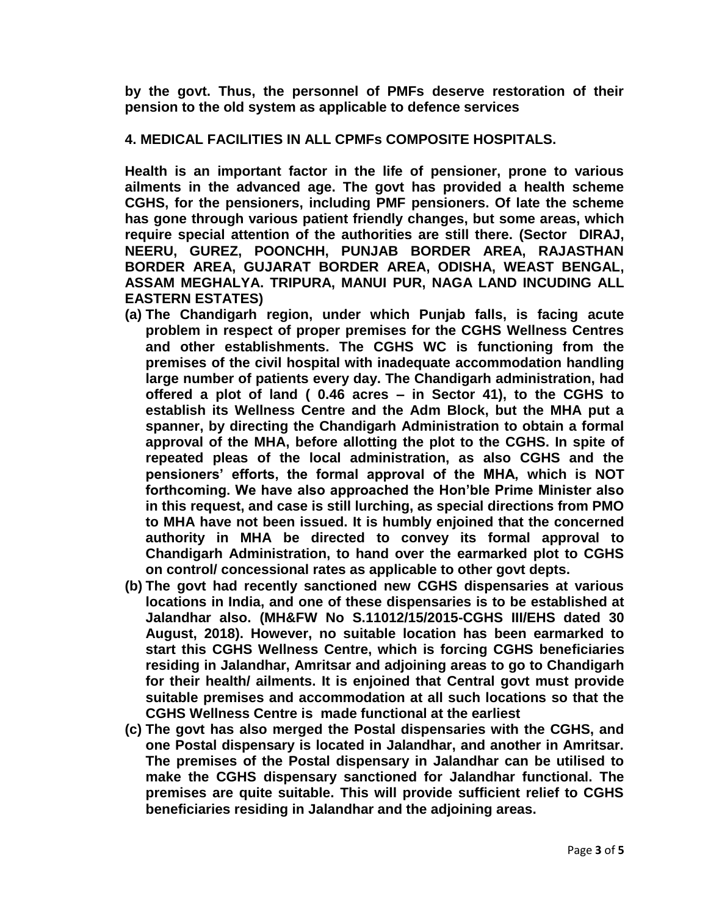**by the govt. Thus, the personnel of PMFs deserve restoration of their pension to the old system as applicable to defence services**

**4. MEDICAL FACILITIES IN ALL CPMFs COMPOSITE HOSPITALS.**

**Health is an important factor in the life of pensioner, prone to various ailments in the advanced age. The govt has provided a health scheme CGHS, for the pensioners, including PMF pensioners. Of late the scheme has gone through various patient friendly changes, but some areas, which require special attention of the authorities are still there. (Sector DIRAJ, NEERU, GUREZ, POONCHH, PUNJAB BORDER AREA, RAJASTHAN BORDER AREA, GUJARAT BORDER AREA, ODISHA, WEAST BENGAL, ASSAM MEGHALYA. TRIPURA, MANUI PUR, NAGA LAND INCUDING ALL EASTERN ESTATES)**

**(a) The Chandigarh region, under which Punjab falls, is facing acute problem in respect of proper premises for the CGHS Wellness Centres and other establishments. The CGHS WC is functioning from the premises of the civil hospital with inadequate accommodation handling large number of patients every day. The Chandigarh administration, had offered a plot of land ( 0.46 acres – in Sector 41), to the CGHS to establish its Wellness Centre and the Adm Block, but the MHA put a spanner, by directing the Chandigarh Administration to obtain a formal approval of the MHA, before allotting the plot to the CGHS. In spite of repeated pleas of the local administration, as also CGHS and the pensioners' efforts, the formal approval of the MHA, which is NOT forthcoming. We have also approached the Hon'ble Prime Minister also in this request, and case is still lurching, as special directions from PMO to MHA have not been issued. It is humbly enjoined that the concerned authority in MHA be directed to convey its formal approval to Chandigarh Administration, to hand over the earmarked plot to CGHS on control/ concessional rates as applicable to other govt depts.**

**(b) The govt had recently sanctioned new CGHS dispensaries at various locations in India, and one of these dispensaries is to be established at Jalandhar also. (MH&FW No S.11012/15/2015-CGHS III/EHS dated 30 August, 2018). However, no suitable location has been earmarked to start this CGHS Wellness Centre, which is forcing CGHS beneficiaries residing in Jalandhar, Amritsar and adjoining areas to go to Chandigarh for their health/ ailments. It is enjoined that Central govt must provide suitable premises and accommodation at all such locations so that the CGHS Wellness Centre is made functional at the earliest**

**(c) The govt has also merged the Postal dispensaries with the CGHS, and one Postal dispensary is located in Jalandhar, and another in Amritsar. The premises of the Postal dispensary in Jalandhar can be utilised to make the CGHS dispensary sanctioned for Jalandhar functional. The premises are quite suitable. This will provide sufficient relief to CGHS beneficiaries residing in Jalandhar and the adjoining areas.**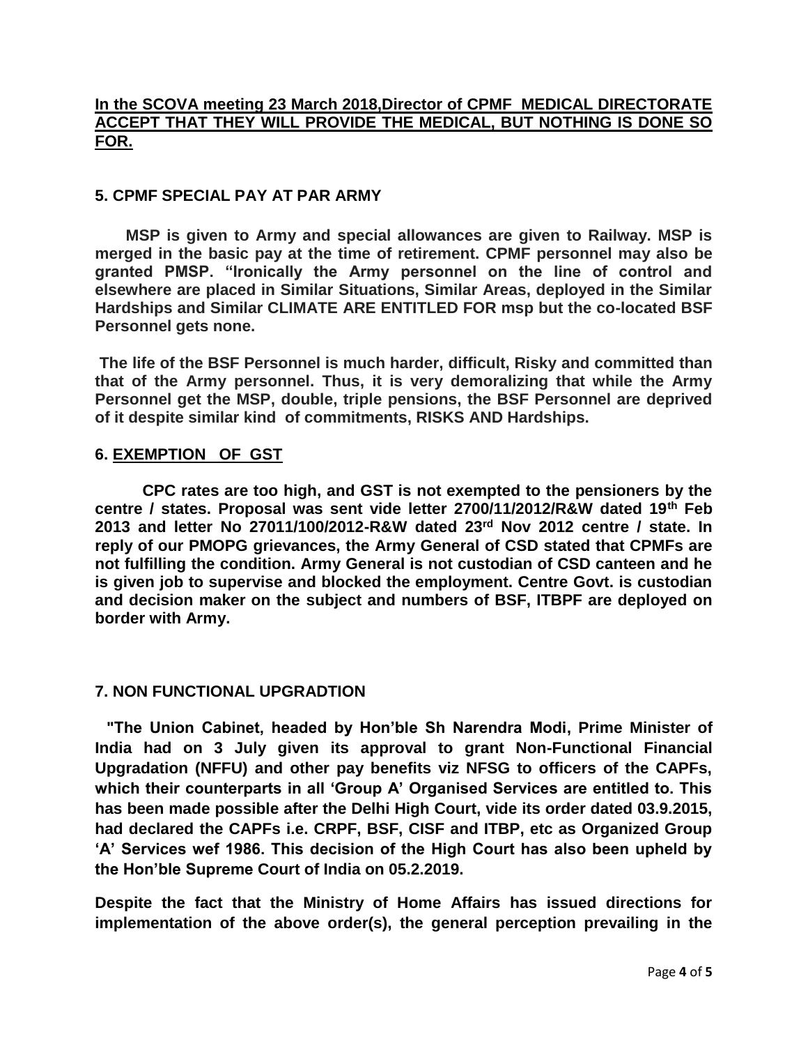**<u>In the SCOVA meeting 23 March 2018,Director of CPMF MEDICAL DIRECTORATE ACCEPT THAT THEY WILL PROVIDE THE MEDICAL, BUT NOTHING IS DONE SO FOR.</u>**

## 5. CPMF SPECIAL PAY AT PAR ARMY

**MSP is given to Army and special allowances are given to Railway. MSP is merged in the basic pay at the time of retirement. CPMF personnel may also be granted PMSP. "Ironically the Army personnel on the line of control and elsewhere are placed in Similar Situations, Similar Areas, deployed in the Similar Hardships and Similar CLIMATE ARE ENTITLED FOR msp but the co-located BSF Personnel gets none.**

**The life of the BSF Personnel is much harder, difficult, Risky and committed than that of the Army personnel. Thus, it is very demoralizing that while the Army Personnel get the MSP, double, triple pensions, the BSF Personnel are deprived of it despite similar kind of commitments, RISKS AND Hardships.**

## 6. <u>EXEMPTION OF GST</u>

**CPC rates are too high, and GST is not exempted to the pensioners by the centre / states. Proposal was sent vide letter 2700/11/2012/R&W dated 19th Feb 2013 and letter No 27011/100/2012-R&W dated 23rd Nov 2012 centre / state. In reply of our PMOPG grievances, the Army General of CSD stated that CPMFs are not fulfilling the condition. Army General is not custodian of CSD canteen and he is given job to supervise and blocked the employment. Centre Govt. is custodian and decision maker on the subject and numbers of BSF, ITBPF are deployed on border with Army.**

## 7. NON FUNCTIONAL UPGRADTION

**"The Union Cabinet, headed by Hon'ble Sh Narendra Modi, Prime Minister of India had on 3 July given its approval to grant Non-Functional Financial Upgradation (NFFU) and other pay benefits viz NFSG to officers of the CAPFs, which their counterparts in all 'Group A' Organised Services are entitled to. This has been made possible after the Delhi High Court, vide its order dated 03.9.2015, had declared the CAPFs i.e. CRPF, BSF, CISF and ITBP, etc as Organized Group 'A' Services wef 1986. This decision of the High Court has also been upheld by the Hon'ble Supreme Court of India on 05.2.2019.**

**Despite the fact that the Ministry of Home Affairs has issued directions for implementation of the above order(s), the general perception prevailing in the**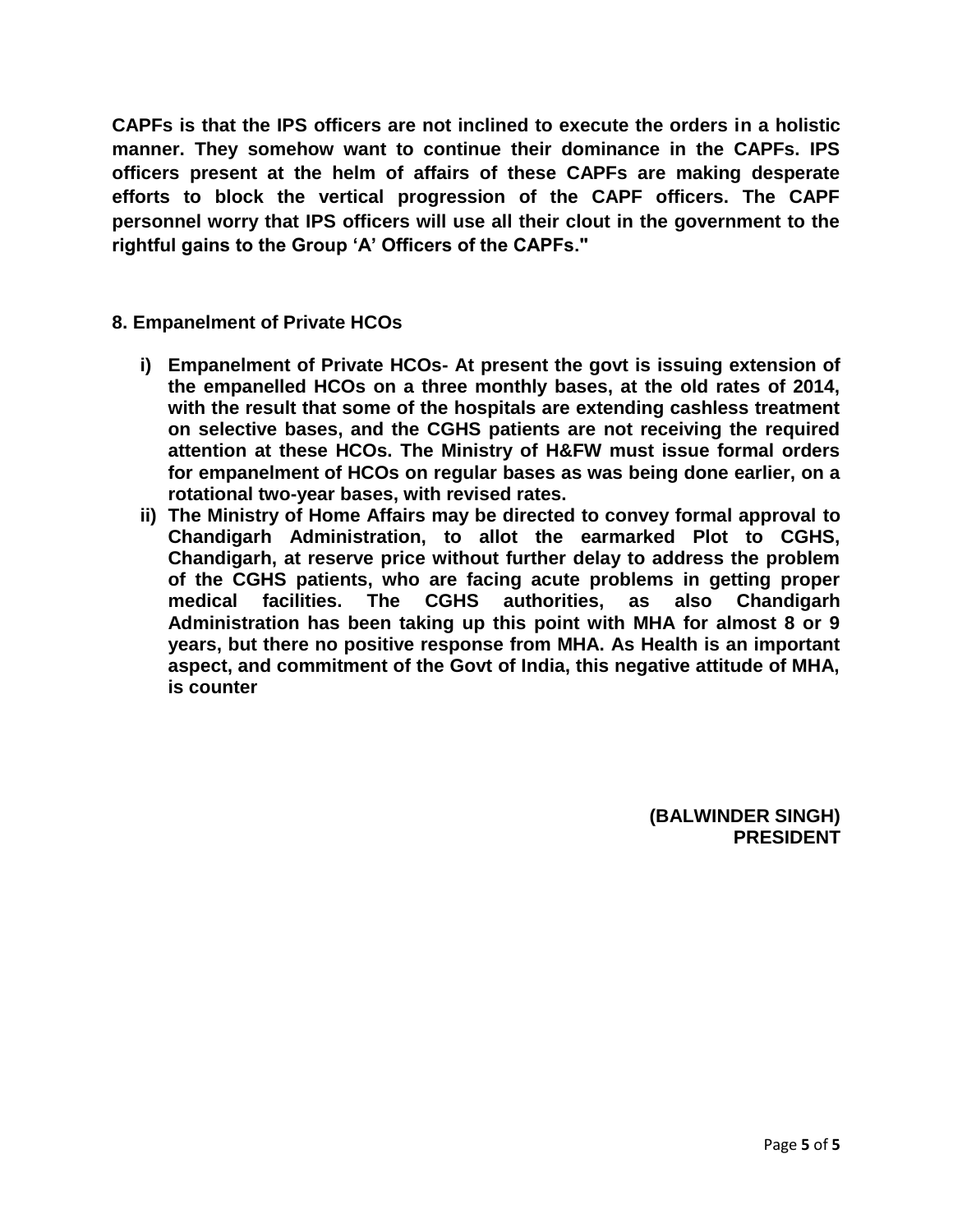**CAPFs is that the IPS officers are not inclined to execute the orders in a holistic manner. They somehow want to continue their dominance in the CAPFs. IPS officers present at the helm of affairs of these CAPFs are making desperate efforts to block the vertical progression of the CAPF officers. The CAPF personnel worry that IPS officers will use all their clout in the government to the rightful gains to the Group 'A' Officers of the CAPFs."**

**8. Empanelment of Private HCOs**

- **i) Empanelment of Private HCOs- At present the govt is issuing extension of the empanelled HCOs on a three monthly bases, at the old rates of 2014, with the result that some of the hospitals are extending cashless treatment on selective bases, and the CGHS patients are not receiving the required attention at these HCOs. The Ministry of H&FW must issue formal orders for empanelment of HCOs on regular bases as was being done earlier, on a rotational two-year bases, with revised rates.**
- **ii) The Ministry of Home Affairs may be directed to convey formal approval to Chandigarh Administration, to allot the earmarked Plot to CGHS, Chandigarh, at reserve price without further delay to address the problem of the CGHS patients, who are facing acute problems in getting proper medical facilities. The CGHS authorities, as also Chandigarh Administration has been taking up this point with MHA for almost 8 or 9 years, but there no positive response from MHA. As Health is an important aspect, and commitment of the Govt of India, this negative attitude of MHA, is counter**

**(BALWINDER SINGH)**
**PRESIDENT**